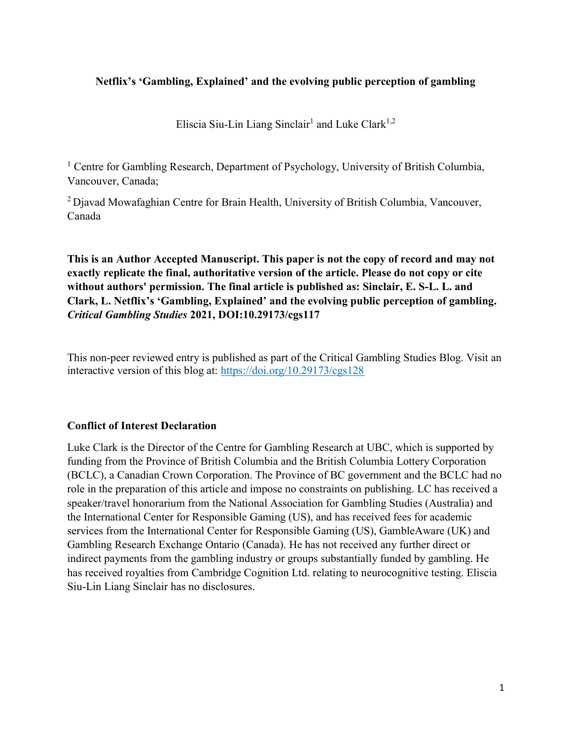# Netflix's 'Gambling, Explained' and the evolving public perception of gambling

Eliscia Siu-Lin Liang Sinclair[1] and Luke Clark[1,2]

[1] Centre for Gambling Research, Department of Psychology, University of British Columbia, Vancouver, Canada;

[2] Djavad Mowafaghian Centre for Brain Health, University of British Columbia, Vancouver, Canada

**This is an Author Accepted Manuscript. This paper is not the copy of record and may not exactly replicate the final, authoritative version of the article. Please do not copy or cite without authors' permission. The final article is published as: Sinclair, E. S-L. L. and Clark, L. Netflix's 'Gambling, Explained' and the evolving public perception of gambling. *Critical Gambling Studies* 2021, DOI:10.29173/cgs117**

This non-peer reviewed entry is published as part of the Critical Gambling Studies Blog. Visit an interactive version of this blog at: https://doi.org/10.29173/cgs128

## Conflict of Interest Declaration

Luke Clark is the Director of the Centre for Gambling Research at UBC, which is supported by funding from the Province of British Columbia and the British Columbia Lottery Corporation (BCLC), a Canadian Crown Corporation. The Province of BC government and the BCLC had no role in the preparation of this article and impose no constraints on publishing. LC has received a speaker/travel honorarium from the National Association for Gambling Studies (Australia) and the International Center for Responsible Gaming (US), and has received fees for academic services from the International Center for Responsible Gaming (US), GambleAware (UK) and Gambling Research Exchange Ontario (Canada). He has not received any further direct or indirect payments from the gambling industry or groups substantially funded by gambling. He has received royalties from Cambridge Cognition Ltd. relating to neurocognitive testing. Eliscia Siu-Lin Liang Sinclair has no disclosures.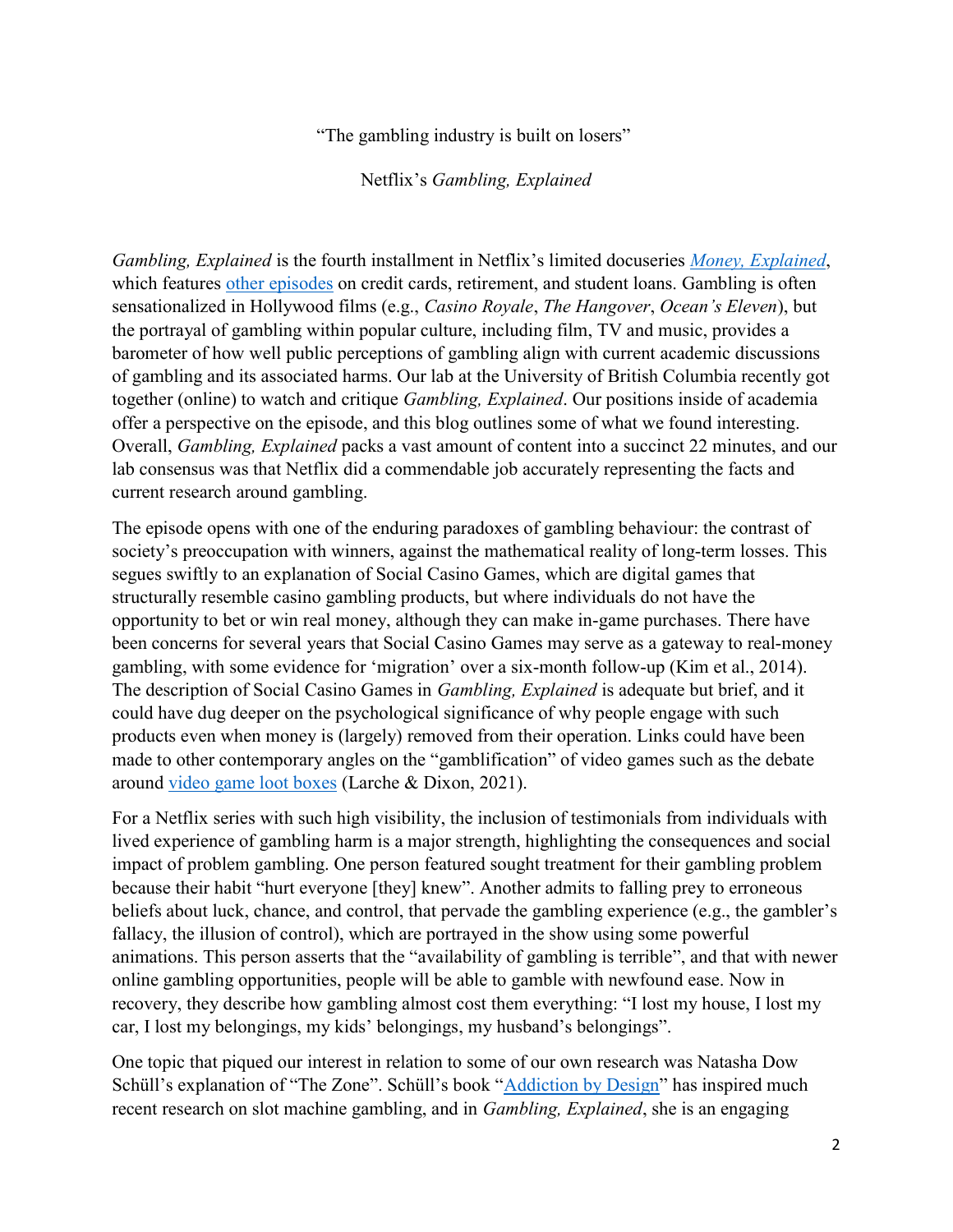"The gambling industry is built on losers"

Netflix's *Gambling, Explained*

*Gambling, Explained* is the fourth installment in Netflix's limited docuseries *Money, Explained*, which features other episodes on credit cards, retirement, and student loans. Gambling is often sensationalized in Hollywood films (e.g., *Casino Royale*, *The Hangover*, *Ocean's Eleven*), but the portrayal of gambling within popular culture, including film, TV and music, provides a barometer of how well public perceptions of gambling align with current academic discussions of gambling and its associated harms. Our lab at the University of British Columbia recently got together (online) to watch and critique *Gambling, Explained*. Our positions inside of academia offer a perspective on the episode, and this blog outlines some of what we found interesting. Overall, *Gambling, Explained* packs a vast amount of content into a succinct 22 minutes, and our lab consensus was that Netflix did a commendable job accurately representing the facts and current research around gambling.

The episode opens with one of the enduring paradoxes of gambling behaviour: the contrast of society's preoccupation with winners, against the mathematical reality of long-term losses. This segues swiftly to an explanation of Social Casino Games, which are digital games that structurally resemble casino gambling products, but where individuals do not have the opportunity to bet or win real money, although they can make in-game purchases. There have been concerns for several years that Social Casino Games may serve as a gateway to real-money gambling, with some evidence for 'migration' over a six-month follow-up (Kim et al., 2014). The description of Social Casino Games in *Gambling, Explained* is adequate but brief, and it could have dug deeper on the psychological significance of why people engage with such products even when money is (largely) removed from their operation. Links could have been made to other contemporary angles on the "gamblification" of video games such as the debate around video game loot boxes (Larche & Dixon, 2021).

For a Netflix series with such high visibility, the inclusion of testimonials from individuals with lived experience of gambling harm is a major strength, highlighting the consequences and social impact of problem gambling. One person featured sought treatment for their gambling problem because their habit "hurt everyone [they] knew". Another admits to falling prey to erroneous beliefs about luck, chance, and control, that pervade the gambling experience (e.g., the gambler's fallacy, the illusion of control), which are portrayed in the show using some powerful animations. This person asserts that the "availability of gambling is terrible", and that with newer online gambling opportunities, people will be able to gamble with newfound ease. Now in recovery, they describe how gambling almost cost them everything: "I lost my house, I lost my car, I lost my belongings, my kids' belongings, my husband's belongings".

One topic that piqued our interest in relation to some of our own research was Natasha Dow Schüll's explanation of "The Zone". Schüll's book "Addiction by Design" has inspired much recent research on slot machine gambling, and in *Gambling, Explained*, she is an engaging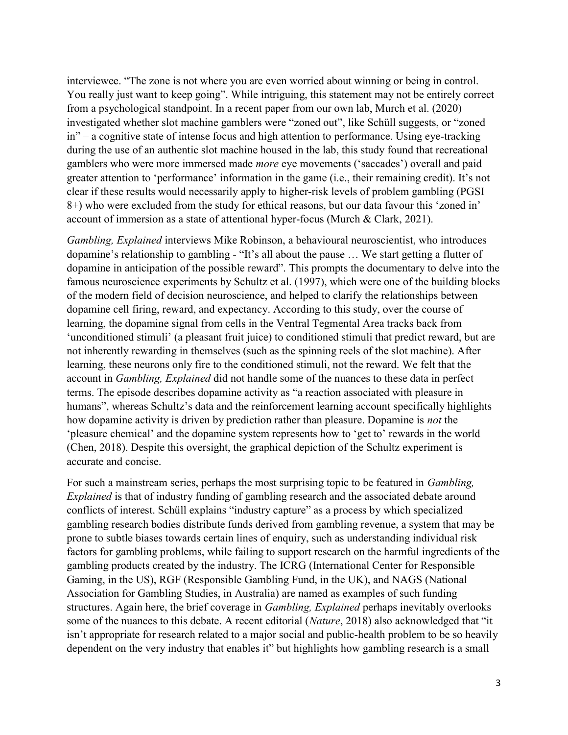interviewee. "The zone is not where you are even worried about winning or being in control. You really just want to keep going". While intriguing, this statement may not be entirely correct from a psychological standpoint. In a recent paper from our own lab, Murch et al. (2020) investigated whether slot machine gamblers were "zoned out", like Schüll suggests, or "zoned in" – a cognitive state of intense focus and high attention to performance. Using eye-tracking during the use of an authentic slot machine housed in the lab, this study found that recreational gamblers who were more immersed made *more* eye movements ('saccades') overall and paid greater attention to 'performance' information in the game (i.e., their remaining credit). It's not clear if these results would necessarily apply to higher-risk levels of problem gambling (PGSI 8+) who were excluded from the study for ethical reasons, but our data favour this 'zoned in' account of immersion as a state of attentional hyper-focus (Murch & Clark, 2021).

*Gambling, Explained* interviews Mike Robinson, a behavioural neuroscientist, who introduces dopamine's relationship to gambling - "It's all about the pause … We start getting a flutter of dopamine in anticipation of the possible reward". This prompts the documentary to delve into the famous neuroscience experiments by Schultz et al. (1997), which were one of the building blocks of the modern field of decision neuroscience, and helped to clarify the relationships between dopamine cell firing, reward, and expectancy. According to this study, over the course of learning, the dopamine signal from cells in the Ventral Tegmental Area tracks back from 'unconditioned stimuli' (a pleasant fruit juice) to conditioned stimuli that predict reward, but are not inherently rewarding in themselves (such as the spinning reels of the slot machine). After learning, these neurons only fire to the conditioned stimuli, not the reward. We felt that the account in *Gambling, Explained* did not handle some of the nuances to these data in perfect terms. The episode describes dopamine activity as "a reaction associated with pleasure in humans", whereas Schultz's data and the reinforcement learning account specifically highlights how dopamine activity is driven by prediction rather than pleasure. Dopamine is *not* the 'pleasure chemical' and the dopamine system represents how to 'get to' rewards in the world (Chen, 2018). Despite this oversight, the graphical depiction of the Schultz experiment is accurate and concise.

For such a mainstream series, perhaps the most surprising topic to be featured in *Gambling, Explained* is that of industry funding of gambling research and the associated debate around conflicts of interest. Schüll explains "industry capture" as a process by which specialized gambling research bodies distribute funds derived from gambling revenue, a system that may be prone to subtle biases towards certain lines of enquiry, such as understanding individual risk factors for gambling problems, while failing to support research on the harmful ingredients of the gambling products created by the industry. The ICRG (International Center for Responsible Gaming, in the US), RGF (Responsible Gambling Fund, in the UK), and NAGS (National Association for Gambling Studies, in Australia) are named as examples of such funding structures. Again here, the brief coverage in *Gambling, Explained* perhaps inevitably overlooks some of the nuances to this debate. A recent editorial (*Nature*, 2018) also acknowledged that "it isn't appropriate for research related to a major social and public-health problem to be so heavily dependent on the very industry that enables it" but highlights how gambling research is a small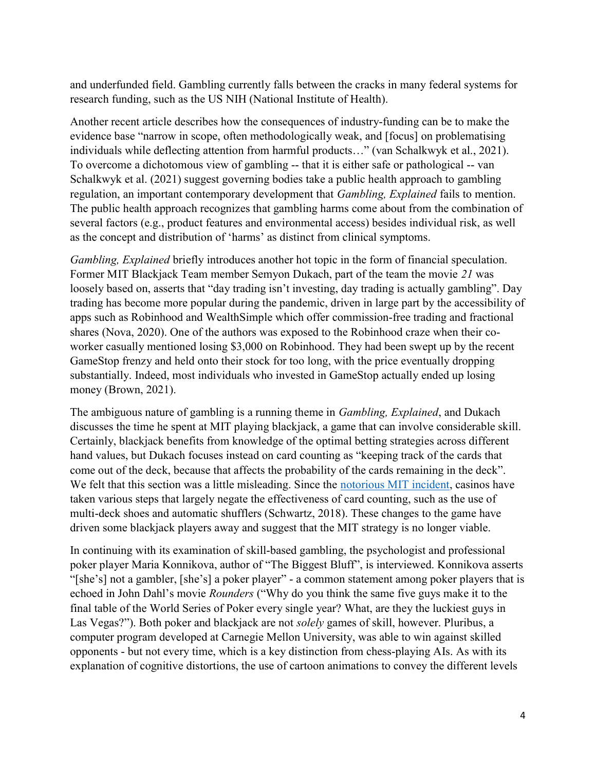and underfunded field. Gambling currently falls between the cracks in many federal systems for research funding, such as the US NIH (National Institute of Health).

Another recent article describes how the consequences of industry-funding can be to make the evidence base "narrow in scope, often methodologically weak, and [focus] on problematising individuals while deflecting attention from harmful products…" (van Schalkwyk et al., 2021). To overcome a dichotomous view of gambling -- that it is either safe or pathological -- van Schalkwyk et al. (2021) suggest governing bodies take a public health approach to gambling regulation, an important contemporary development that *Gambling, Explained* fails to mention. The public health approach recognizes that gambling harms come about from the combination of several factors (e.g., product features and environmental access) besides individual risk, as well as the concept and distribution of 'harms' as distinct from clinical symptoms.

*Gambling, Explained* briefly introduces another hot topic in the form of financial speculation. Former MIT Blackjack Team member Semyon Dukach, part of the team the movie *21* was loosely based on, asserts that "day trading isn't investing, day trading is actually gambling". Day trading has become more popular during the pandemic, driven in large part by the accessibility of apps such as Robinhood and WealthSimple which offer commission-free trading and fractional shares (Nova, 2020). One of the authors was exposed to the Robinhood craze when their co-worker casually mentioned losing $3,000 on Robinhood. They had been swept up by the recent GameStop frenzy and held onto their stock for too long, with the price eventually dropping substantially. Indeed, most individuals who invested in GameStop actually ended up losing money (Brown, 2021).

The ambiguous nature of gambling is a running theme in *Gambling, Explained*, and Dukach discusses the time he spent at MIT playing blackjack, a game that can involve considerable skill. Certainly, blackjack benefits from knowledge of the optimal betting strategies across different hand values, but Dukach focuses instead on card counting as "keeping track of the cards that come out of the deck, because that affects the probability of the cards remaining in the deck". We felt that this section was a little misleading. Since the notorious MIT incident, casinos have taken various steps that largely negate the effectiveness of card counting, such as the use of multi-deck shoes and automatic shufflers (Schwartz, 2018). These changes to the game have driven some blackjack players away and suggest that the MIT strategy is no longer viable.

In continuing with its examination of skill-based gambling, the psychologist and professional poker player Maria Konnikova, author of "The Biggest Bluff", is interviewed. Konnikova asserts "[she's] not a gambler, [she's] a poker player" - a common statement among poker players that is echoed in John Dahl's movie *Rounders* ("Why do you think the same five guys make it to the final table of the World Series of Poker every single year? What, are they the luckiest guys in Las Vegas?"). Both poker and blackjack are not *solely* games of skill, however. Pluribus, a computer program developed at Carnegie Mellon University, was able to win against skilled opponents - but not every time, which is a key distinction from chess-playing AIs. As with its explanation of cognitive distortions, the use of cartoon animations to convey the different levels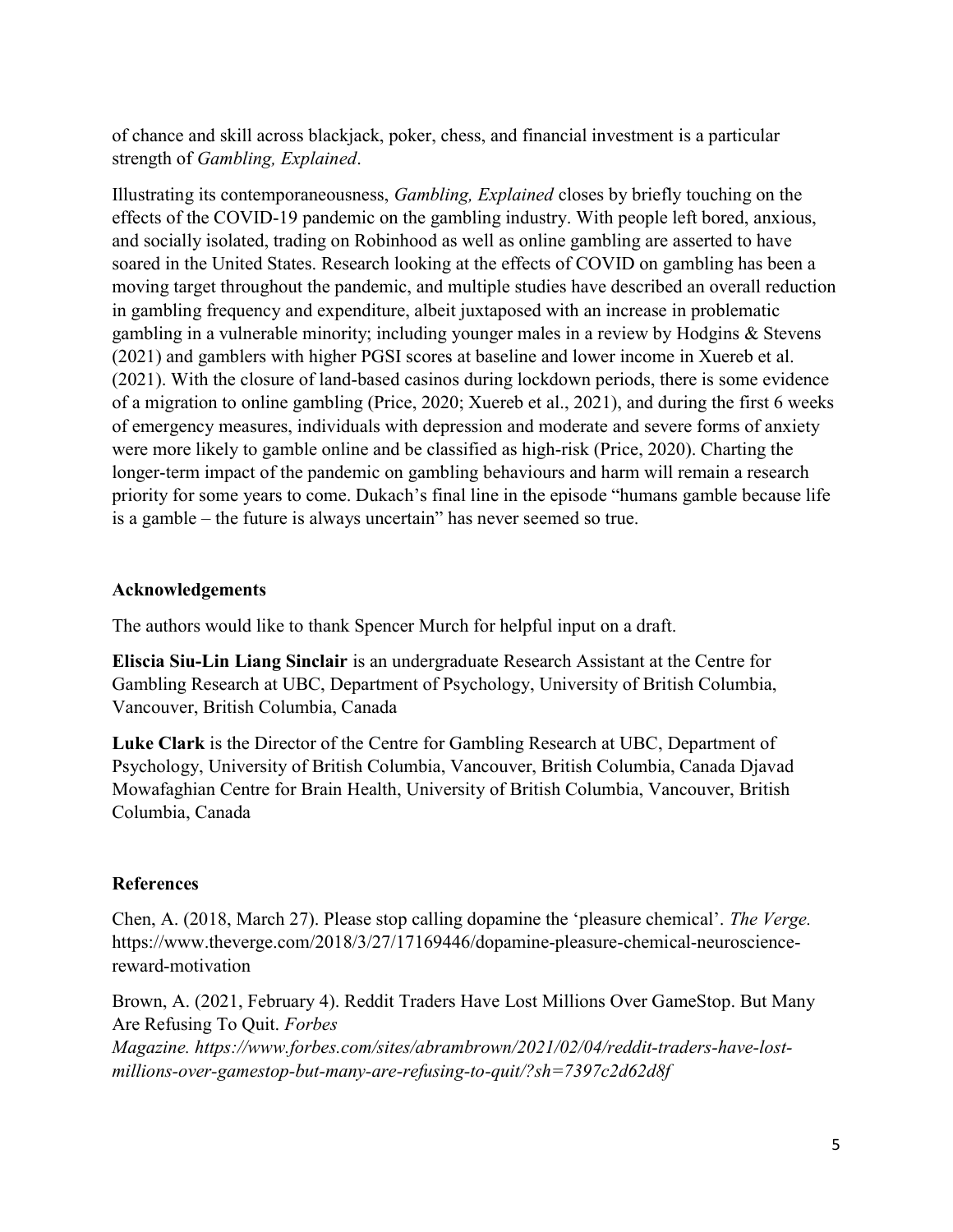of chance and skill across blackjack, poker, chess, and financial investment is a particular strength of *Gambling, Explained*.

Illustrating its contemporaneousness, *Gambling, Explained* closes by briefly touching on the effects of the COVID-19 pandemic on the gambling industry. With people left bored, anxious, and socially isolated, trading on Robinhood as well as online gambling are asserted to have soared in the United States. Research looking at the effects of COVID on gambling has been a moving target throughout the pandemic, and multiple studies have described an overall reduction in gambling frequency and expenditure, albeit juxtaposed with an increase in problematic gambling in a vulnerable minority; including younger males in a review by Hodgins & Stevens (2021) and gamblers with higher PGSI scores at baseline and lower income in Xuereb et al. (2021). With the closure of land-based casinos during lockdown periods, there is some evidence of a migration to online gambling (Price, 2020; Xuereb et al., 2021), and during the first 6 weeks of emergency measures, individuals with depression and moderate and severe forms of anxiety were more likely to gamble online and be classified as high-risk (Price, 2020). Charting the longer-term impact of the pandemic on gambling behaviours and harm will remain a research priority for some years to come. Dukach's final line in the episode "humans gamble because life is a gamble – the future is always uncertain" has never seemed so true.

## Acknowledgements

The authors would like to thank Spencer Murch for helpful input on a draft.

**Eliscia Siu-Lin Liang Sinclair** is an undergraduate Research Assistant at the Centre for Gambling Research at UBC, Department of Psychology, University of British Columbia, Vancouver, British Columbia, Canada

**Luke Clark** is the Director of the Centre for Gambling Research at UBC, Department of Psychology, University of British Columbia, Vancouver, British Columbia, Canada Djavad Mowafaghian Centre for Brain Health, University of British Columbia, Vancouver, British Columbia, Canada

## References

Chen, A. (2018, March 27). Please stop calling dopamine the 'pleasure chemical'. *The Verge.* https://www.theverge.com/2018/3/27/17169446/dopamine-pleasure-chemical-neuroscience-reward-motivation

Brown, A. (2021, February 4). Reddit Traders Have Lost Millions Over GameStop. But Many Are Refusing To Quit. *Forbes Magazine. https://www.forbes.com/sites/abrambrown/2021/02/04/reddit-traders-have-lost-millions-over-gamestop-but-many-are-refusing-to-quit/?sh=7397c2d62d8f*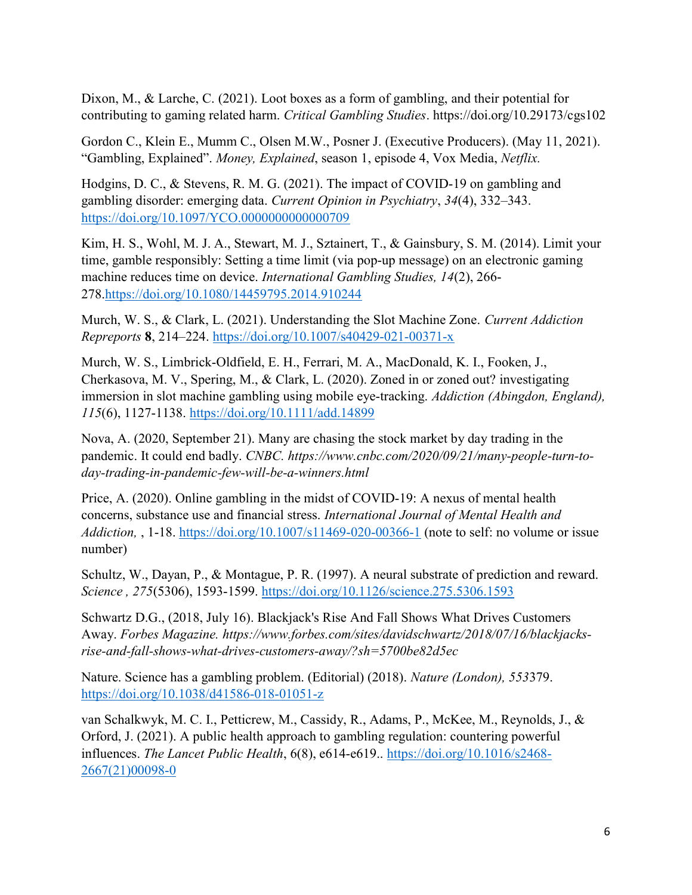Dixon, M., & Larche, C. (2021). Loot boxes as a form of gambling, and their potential for contributing to gaming related harm. *Critical Gambling Studies*. https://doi.org/10.29173/cgs102

Gordon C., Klein E., Mumm C., Olsen M.W., Posner J. (Executive Producers). (May 11, 2021). "Gambling, Explained". *Money, Explained*, season 1, episode 4, Vox Media, *Netflix.*

Hodgins, D. C., & Stevens, R. M. G. (2021). The impact of COVID-19 on gambling and gambling disorder: emerging data. *Current Opinion in Psychiatry*, *34*(4), 332–343. https://doi.org/10.1097/YCO.0000000000000709

Kim, H. S., Wohl, M. J. A., Stewart, M. J., Sztainert, T., & Gainsbury, S. M. (2014). Limit your time, gamble responsibly: Setting a time limit (via pop-up message) on an electronic gaming machine reduces time on device. *International Gambling Studies, 14*(2), 266-278.https://doi.org/10.1080/14459795.2014.910244

Murch, W. S., & Clark, L. (2021). Understanding the Slot Machine Zone. *Current Addiction Repreports* **8**, 214–224. https://doi.org/10.1007/s40429-021-00371-x

Murch, W. S., Limbrick-Oldfield, E. H., Ferrari, M. A., MacDonald, K. I., Fooken, J., Cherkasova, M. V., Spering, M., & Clark, L. (2020). Zoned in or zoned out? investigating immersion in slot machine gambling using mobile eye-tracking. *Addiction (Abingdon, England), 115*(6), 1127-1138. https://doi.org/10.1111/add.14899

Nova, A. (2020, September 21). Many are chasing the stock market by day trading in the pandemic. It could end badly. *CNBC. https://www.cnbc.com/2020/09/21/many-people-turn-to-day-trading-in-pandemic-few-will-be-a-winners.html*

Price, A. (2020). Online gambling in the midst of COVID-19: A nexus of mental health concerns, substance use and financial stress. *International Journal of Mental Health and Addiction,* , 1-18. https://doi.org/10.1007/s11469-020-00366-1 (note to self: no volume or issue number)

Schultz, W., Dayan, P., & Montague, P. R. (1997). A neural substrate of prediction and reward. *Science , 275*(5306), 1593-1599. https://doi.org/10.1126/science.275.5306.1593

Schwartz D.G., (2018, July 16). Blackjack's Rise And Fall Shows What Drives Customers Away. *Forbes Magazine. https://www.forbes.com/sites/davidschwartz/2018/07/16/blackjacks-rise-and-fall-shows-what-drives-customers-away/?sh=5700be82d5ec*

Nature. Science has a gambling problem. (Editorial) (2018). *Nature (London), 553*379. https://doi.org/10.1038/d41586-018-01051-z

van Schalkwyk, M. C. I., Petticrew, M., Cassidy, R., Adams, P., McKee, M., Reynolds, J., & Orford, J. (2021). A public health approach to gambling regulation: countering powerful influences. *The Lancet Public Health*, 6(8), e614-e619.. https://doi.org/10.1016/s2468-2667(21)00098-0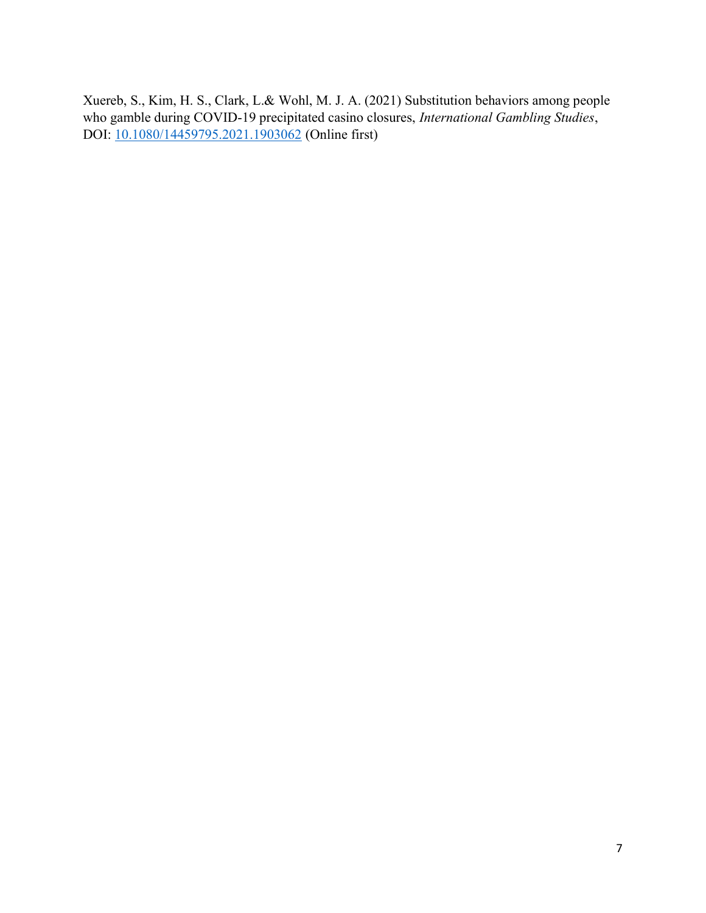Xuereb, S., Kim, H. S., Clark, L.& Wohl, M. J. A. (2021) Substitution behaviors among people who gamble during COVID-19 precipitated casino closures, *International Gambling Studies*, DOI: [10.1080/14459795.2021.1903062](https://doi.org/10.1080/14459795.2021.1903062) (Online first)